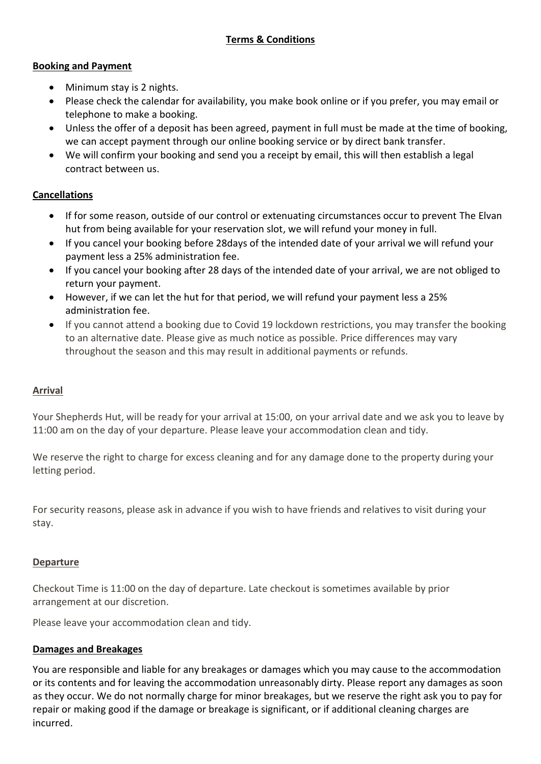# Terms & Conditions

## Booking and Payment

- Minimum stay is 2 nights.
- Please check the calendar for availability, you make book online or if you prefer, you may email or telephone to make a booking.
- Unless the offer of a deposit has been agreed, payment in full must be made at the time of booking, we can accept payment through our online booking service or by direct bank transfer.
- We will confirm your booking and send you a receipt by email, this will then establish a legal contract between us.

## Cancellations

- If for some reason, outside of our control or extenuating circumstances occur to prevent The Elvan hut from being available for your reservation slot, we will refund your money in full.
- If you cancel your booking before 28days of the intended date of your arrival we will refund your payment less a 25% administration fee.
- If you cancel your booking after 28 days of the intended date of your arrival, we are not obliged to return your payment.
- However, if we can let the hut for that period, we will refund your payment less a 25% administration fee.
- If you cannot attend a booking due to Covid 19 lockdown restrictions, you may transfer the booking to an alternative date. Please give as much notice as possible. Price differences may vary throughout the season and this may result in additional payments or refunds.

## Arrival

Your Shepherds Hut, will be ready for your arrival at 15:00, on your arrival date and we ask you to leave by 11:00 am on the day of your departure. Please leave your accommodation clean and tidy.

We reserve the right to charge for excess cleaning and for any damage done to the property during your letting period.

For security reasons, please ask in advance if you wish to have friends and relatives to visit during your stay.

## Departure

Checkout Time is 11:00 on the day of departure. Late checkout is sometimes available by prior arrangement at our discretion.

Please leave your accommodation clean and tidy.

## Damages and Breakages

You are responsible and liable for any breakages or damages which you may cause to the accommodation or its contents and for leaving the accommodation unreasonably dirty. Please report any damages as soon as they occur. We do not normally charge for minor breakages, but we reserve the right ask you to pay for repair or making good if the damage or breakage is significant, or if additional cleaning charges are incurred.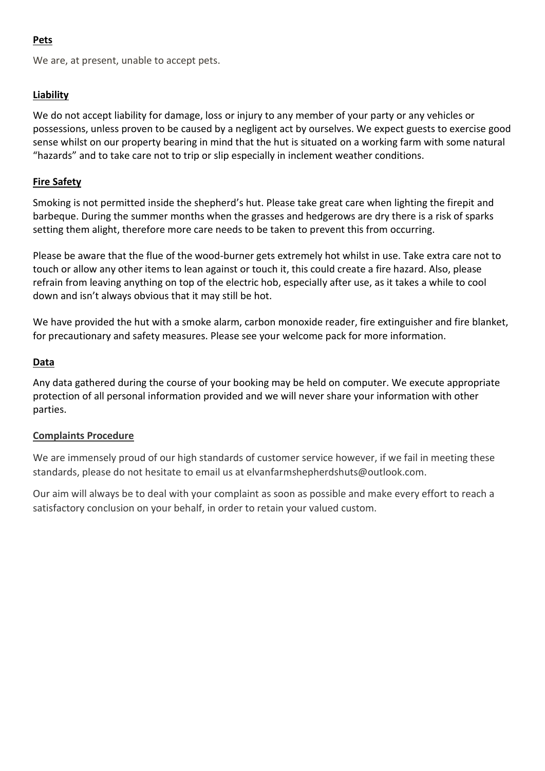**Pets**

We are, at present, unable to accept pets.

**Liability**

We do not accept liability for damage, loss or injury to any member of your party or any vehicles or possessions, unless proven to be caused by a negligent act by ourselves. We expect guests to exercise good sense whilst on our property bearing in mind that the hut is situated on a working farm with some natural "hazards" and to take care not to trip or slip especially in inclement weather conditions.

**Fire Safety**

Smoking is not permitted inside the shepherd's hut. Please take great care when lighting the firepit and barbeque. During the summer months when the grasses and hedgerows are dry there is a risk of sparks setting them alight, therefore more care needs to be taken to prevent this from occurring.

Please be aware that the flue of the wood-burner gets extremely hot whilst in use. Take extra care not to touch or allow any other items to lean against or touch it, this could create a fire hazard. Also, please refrain from leaving anything on top of the electric hob, especially after use, as it takes a while to cool down and isn't always obvious that it may still be hot.

We have provided the hut with a smoke alarm, carbon monoxide reader, fire extinguisher and fire blanket, for precautionary and safety measures. Please see your welcome pack for more information.

**Data**

Any data gathered during the course of your booking may be held on computer. We execute appropriate protection of all personal information provided and we will never share your information with other parties.

**Complaints Procedure**

We are immensely proud of our high standards of customer service however, if we fail in meeting these standards, please do not hesitate to email us at elvanfarmshepherdshuts@outlook.com.

Our aim will always be to deal with your complaint as soon as possible and make every effort to reach a satisfactory conclusion on your behalf, in order to retain your valued custom.